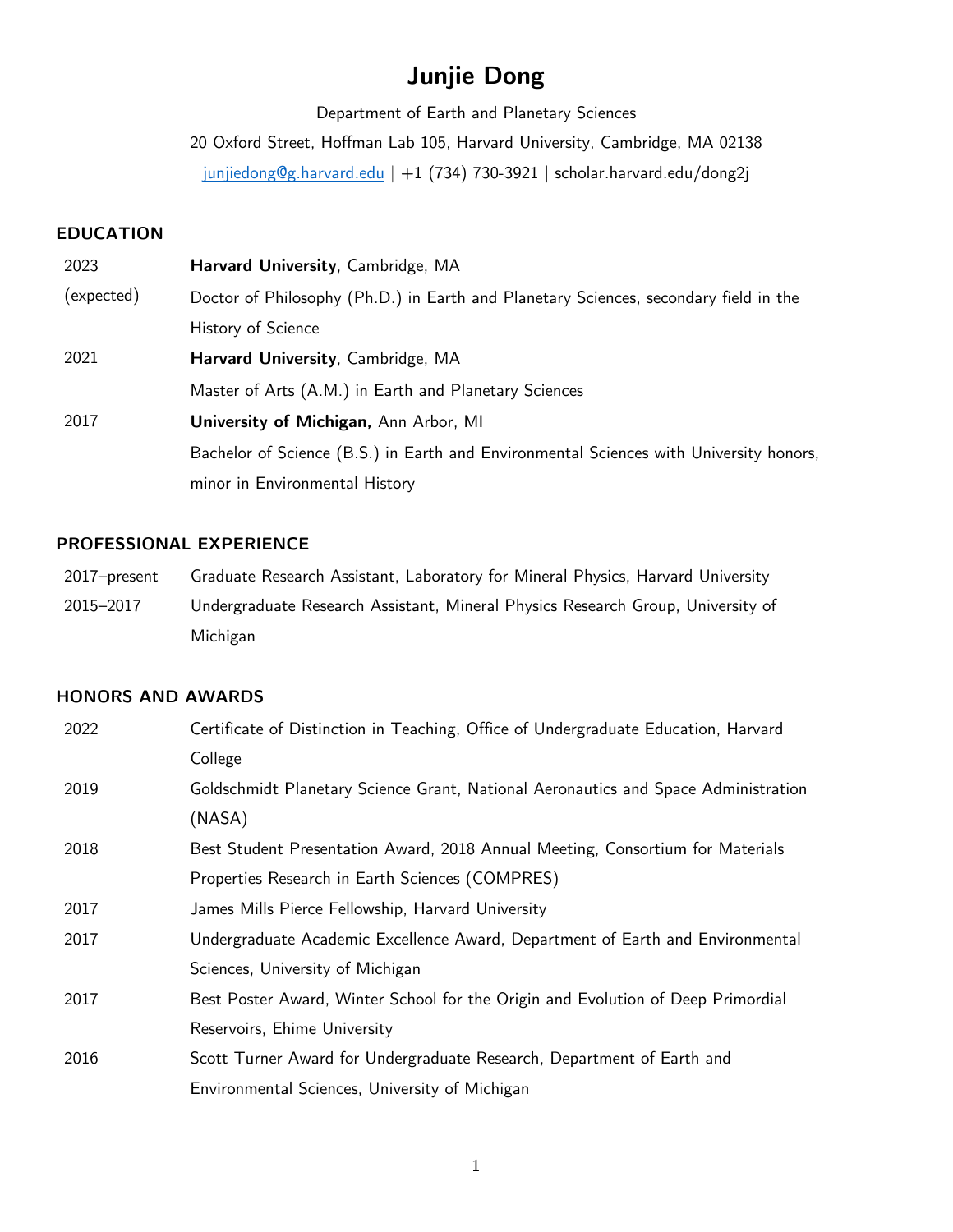# Junjie Dong

Department of Earth and Planetary Sciences

20 Oxford Street, Hoffman Lab 105, Harvard University, Cambridge, MA 02138

junjiedong@g.harvard.edu | +1 (734) 730-3921 | scholar.harvard.edu/dong2j

## EDUCATION

| | |
|---|---|
| 2023 (expected) | **Harvard University**, Cambridge, MA<br>Doctor of Philosophy (Ph.D.) in Earth and Planetary Sciences, secondary field in the History of Science |
| 2021 | **Harvard University**, Cambridge, MA<br>Master of Arts (A.M.) in Earth and Planetary Sciences |
| 2017 | **University of Michigan,** Ann Arbor, MI<br>Bachelor of Science (B.S.) in Earth and Environmental Sciences with University honors, minor in Environmental History |

## PROFESSIONAL EXPERIENCE

| | |
|---|---|
| 2017–present | Graduate Research Assistant, Laboratory for Mineral Physics, Harvard University |
| 2015–2017 | Undergraduate Research Assistant, Mineral Physics Research Group, University of Michigan |

## HONORS AND AWARDS

| | |
|---|---|
| 2022 | Certificate of Distinction in Teaching, Office of Undergraduate Education, Harvard College |
| 2019 | Goldschmidt Planetary Science Grant, National Aeronautics and Space Administration (NASA) |
| 2018 | Best Student Presentation Award, 2018 Annual Meeting, Consortium for Materials Properties Research in Earth Sciences (COMPRES) |
| 2017 | James Mills Pierce Fellowship, Harvard University |
| 2017 | Undergraduate Academic Excellence Award, Department of Earth and Environmental Sciences, University of Michigan |
| 2017 | Best Poster Award, Winter School for the Origin and Evolution of Deep Primordial Reservoirs, Ehime University |
| 2016 | Scott Turner Award for Undergraduate Research, Department of Earth and Environmental Sciences, University of Michigan |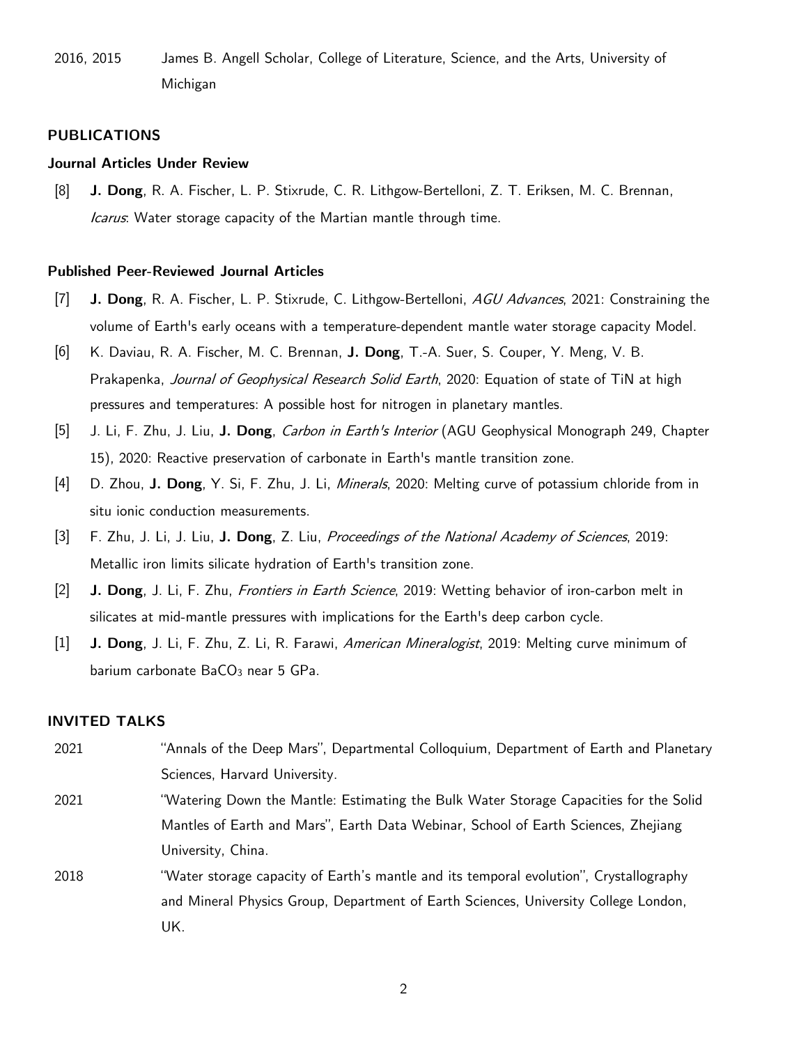2016, 2015 James B. Angell Scholar, College of Literature, Science, and the Arts, University of Michigan

## PUBLICATIONS

### Journal Articles Under Review

[8] **J. Dong**, R. A. Fischer, L. P. Stixrude, C. R. Lithgow-Bertelloni, Z. T. Eriksen, M. C. Brennan, *Icarus*: Water storage capacity of the Martian mantle through time.

### Published Peer-Reviewed Journal Articles

[7] **J. Dong**, R. A. Fischer, L. P. Stixrude, C. Lithgow-Bertelloni, *AGU Advances*, 2021: Constraining the volume of Earth's early oceans with a temperature-dependent mantle water storage capacity Model.

[6] K. Daviau, R. A. Fischer, M. C. Brennan, **J. Dong**, T.-A. Suer, S. Couper, Y. Meng, V. B. Prakapenka, *Journal of Geophysical Research Solid Earth*, 2020: Equation of state of TiN at high pressures and temperatures: A possible host for nitrogen in planetary mantles.

[5] J. Li, F. Zhu, J. Liu, **J. Dong**, *Carbon in Earth's Interior* (AGU Geophysical Monograph 249, Chapter 15), 2020: Reactive preservation of carbonate in Earth's mantle transition zone.

[4] D. Zhou, **J. Dong**, Y. Si, F. Zhu, J. Li, *Minerals*, 2020: Melting curve of potassium chloride from in situ ionic conduction measurements.

[3] F. Zhu, J. Li, J. Liu, **J. Dong**, Z. Liu, *Proceedings of the National Academy of Sciences*, 2019: Metallic iron limits silicate hydration of Earth's transition zone.

[2] **J. Dong**, J. Li, F. Zhu, *Frontiers in Earth Science*, 2019: Wetting behavior of iron-carbon melt in silicates at mid-mantle pressures with implications for the Earth's deep carbon cycle.

[1] **J. Dong**, J. Li, F. Zhu, Z. Li, R. Farawi, *American Mineralogist*, 2019: Melting curve minimum of barium carbonate $BaCO_3$ near 5 GPa.

## INVITED TALKS

2021 "Annals of the Deep Mars", Departmental Colloquium, Department of Earth and Planetary Sciences, Harvard University.

2021 "Watering Down the Mantle: Estimating the Bulk Water Storage Capacities for the Solid Mantles of Earth and Mars", Earth Data Webinar, School of Earth Sciences, Zhejiang University, China.

2018 "Water storage capacity of Earth's mantle and its temporal evolution", Crystallography and Mineral Physics Group, Department of Earth Sciences, University College London, UK.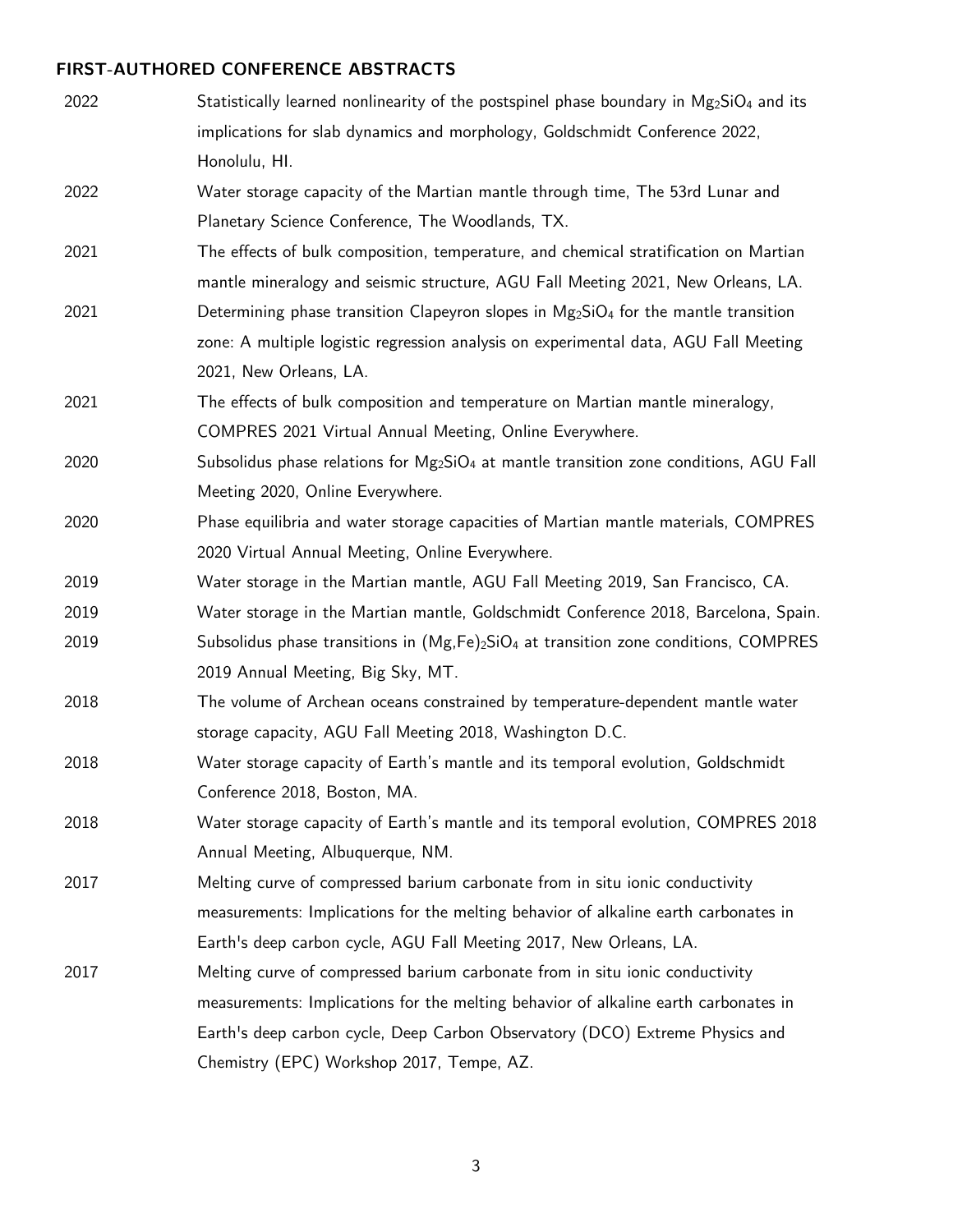### FIRST-AUTHORED CONFERENCE ABSTRACTS

2022 Statistically learned nonlinearity of the postspinel phase boundary in $Mg_2SiO_4$ and its implications for slab dynamics and morphology, Goldschmidt Conference 2022, Honolulu, HI.

2022 Water storage capacity of the Martian mantle through time, The 53rd Lunar and Planetary Science Conference, The Woodlands, TX.

2021 The effects of bulk composition, temperature, and chemical stratification on Martian mantle mineralogy and seismic structure, AGU Fall Meeting 2021, New Orleans, LA.

2021 Determining phase transition Clapeyron slopes in $Mg_2SiO_4$ for the mantle transition zone: A multiple logistic regression analysis on experimental data, AGU Fall Meeting 2021, New Orleans, LA.

2021 The effects of bulk composition and temperature on Martian mantle mineralogy, COMPRES 2021 Virtual Annual Meeting, Online Everywhere.

2020 Subsolidus phase relations for $Mg_2SiO_4$ at mantle transition zone conditions, AGU Fall Meeting 2020, Online Everywhere.

2020 Phase equilibria and water storage capacities of Martian mantle materials, COMPRES 2020 Virtual Annual Meeting, Online Everywhere.

2019 Water storage in the Martian mantle, AGU Fall Meeting 2019, San Francisco, CA.

2019 Water storage in the Martian mantle, Goldschmidt Conference 2018, Barcelona, Spain.

2019 Subsolidus phase transitions in $(Mg,Fe)_2SiO_4$ at transition zone conditions, COMPRES 2019 Annual Meeting, Big Sky, MT.

2018 The volume of Archean oceans constrained by temperature-dependent mantle water storage capacity, AGU Fall Meeting 2018, Washington D.C.

2018 Water storage capacity of Earth's mantle and its temporal evolution, Goldschmidt Conference 2018, Boston, MA.

2018 Water storage capacity of Earth's mantle and its temporal evolution, COMPRES 2018 Annual Meeting, Albuquerque, NM.

2017 Melting curve of compressed barium carbonate from in situ ionic conductivity measurements: Implications for the melting behavior of alkaline earth carbonates in Earth's deep carbon cycle, AGU Fall Meeting 2017, New Orleans, LA.

2017 Melting curve of compressed barium carbonate from in situ ionic conductivity measurements: Implications for the melting behavior of alkaline earth carbonates in Earth's deep carbon cycle, Deep Carbon Observatory (DCO) Extreme Physics and Chemistry (EPC) Workshop 2017, Tempe, AZ.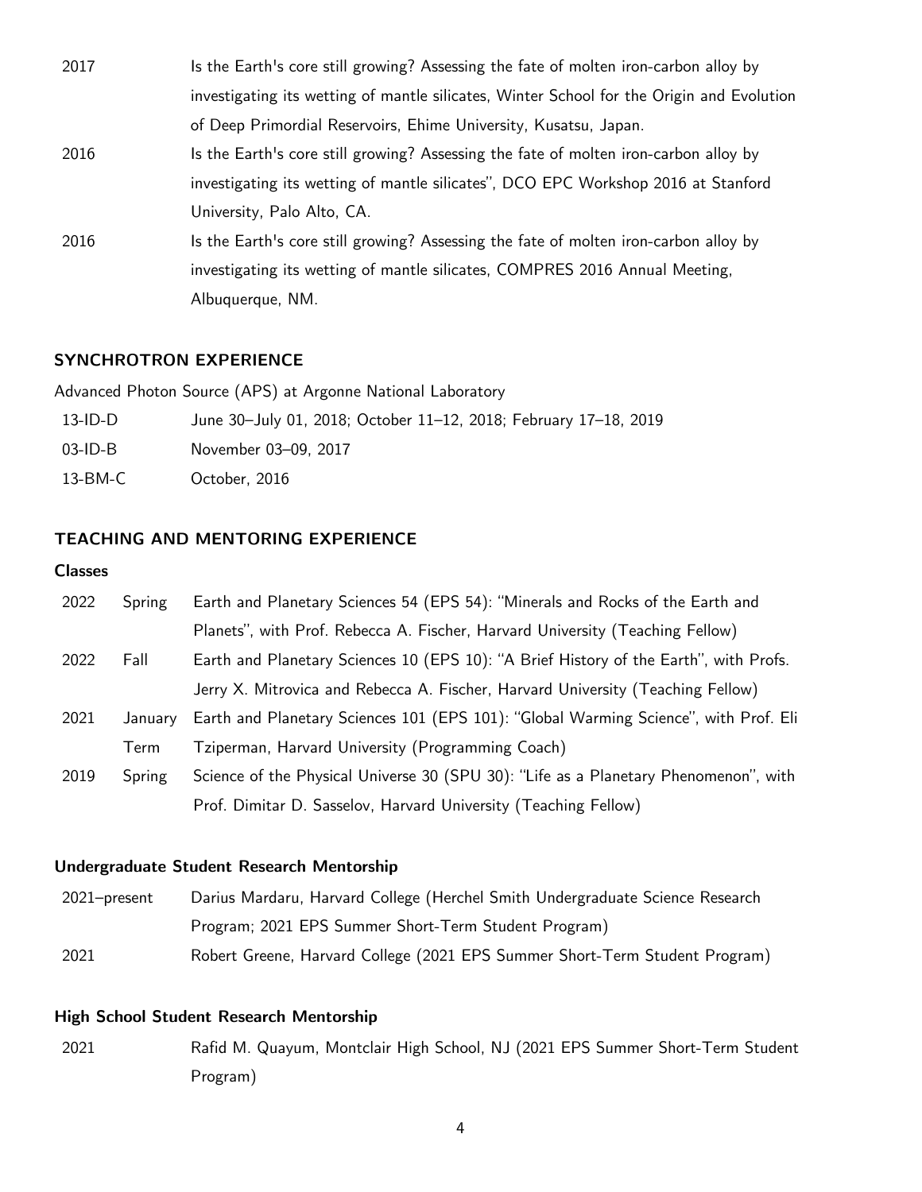| | |
|---|---|
| 2017 | Is the Earth's core still growing? Assessing the fate of molten iron-carbon alloy by investigating its wetting of mantle silicates, Winter School for the Origin and Evolution of Deep Primordial Reservoirs, Ehime University, Kusatsu, Japan. |
| 2016 | Is the Earth's core still growing? Assessing the fate of molten iron-carbon alloy by investigating its wetting of mantle silicates", DCO EPC Workshop 2016 at Stanford University, Palo Alto, CA. |
| 2016 | Is the Earth's core still growing? Assessing the fate of molten iron-carbon alloy by investigating its wetting of mantle silicates, COMPRES 2016 Annual Meeting, Albuquerque, NM. |

## SYNCHROTRON EXPERIENCE

Advanced Photon Source (APS) at Argonne National Laboratory

| | |
|---|---|
| 13-ID-D | June 30–July 01, 2018; October 11–12, 2018; February 17–18, 2019 |
| 03-ID-B | November 03–09, 2017 |
| 13-BM-C | October, 2016 |

## TEACHING AND MENTORING EXPERIENCE

### Classes

| | | |
|---|---|---|
| 2022 | Spring | Earth and Planetary Sciences 54 (EPS 54): "Minerals and Rocks of the Earth and Planets", with Prof. Rebecca A. Fischer, Harvard University (Teaching Fellow) |
| 2022 | Fall | Earth and Planetary Sciences 10 (EPS 10): "A Brief History of the Earth", with Profs. Jerry X. Mitrovica and Rebecca A. Fischer, Harvard University (Teaching Fellow) |
| 2021 | January Term | Earth and Planetary Sciences 101 (EPS 101): "Global Warming Science", with Prof. Eli Tziperman, Harvard University (Programming Coach) |
| 2019 | Spring | Science of the Physical Universe 30 (SPU 30): "Life as a Planetary Phenomenon", with Prof. Dimitar D. Sasselov, Harvard University (Teaching Fellow) |

### Undergraduate Student Research Mentorship

| | |
|---|---|
| 2021–present | Darius Mardaru, Harvard College (Herchel Smith Undergraduate Science Research Program; 2021 EPS Summer Short-Term Student Program) |
| 2021 | Robert Greene, Harvard College (2021 EPS Summer Short-Term Student Program) |

### High School Student Research Mentorship

| | |
|---|---|
| 2021 | Rafid M. Quayum, Montclair High School, NJ (2021 EPS Summer Short-Term Student Program) |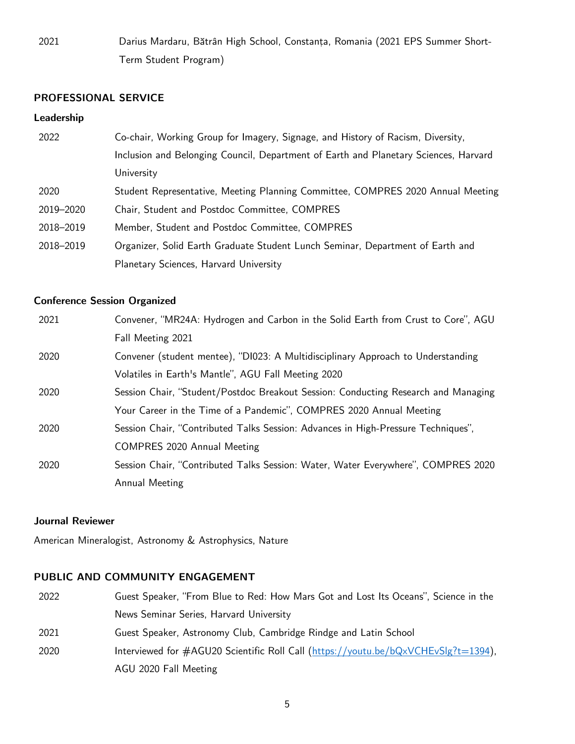| | |
|---|---|
| 2021 | Darius Mardaru, Bătrân High School, Constanța, Romania (2021 EPS Summer Short-Term Student Program) |

## PROFESSIONAL SERVICE

### Leadership

| | |
|---|---|
| 2022 | Co-chair, Working Group for Imagery, Signage, and History of Racism, Diversity, Inclusion and Belonging Council, Department of Earth and Planetary Sciences, Harvard University |
| 2020 | Student Representative, Meeting Planning Committee, COMPRES 2020 Annual Meeting |
| 2019–2020 | Chair, Student and Postdoc Committee, COMPRES |
| 2018–2019 | Member, Student and Postdoc Committee, COMPRES |
| 2018–2019 | Organizer, Solid Earth Graduate Student Lunch Seminar, Department of Earth and Planetary Sciences, Harvard University |

### Conference Session Organized

| | |
|---|---|
| 2021 | Convener, "MR24A: Hydrogen and Carbon in the Solid Earth from Crust to Core", AGU Fall Meeting 2021 |
| 2020 | Convener (student mentee), "DI023: A Multidisciplinary Approach to Understanding Volatiles in Earth's Mantle", AGU Fall Meeting 2020 |
| 2020 | Session Chair, "Student/Postdoc Breakout Session: Conducting Research and Managing Your Career in the Time of a Pandemic", COMPRES 2020 Annual Meeting |
| 2020 | Session Chair, "Contributed Talks Session: Advances in High-Pressure Techniques", COMPRES 2020 Annual Meeting |
| 2020 | Session Chair, "Contributed Talks Session: Water, Water Everywhere", COMPRES 2020 Annual Meeting |

### Journal Reviewer

American Mineralogist, Astronomy & Astrophysics, Nature

## PUBLIC AND COMMUNITY ENGAGEMENT

| | |
|---|---|
| 2022 | Guest Speaker, "From Blue to Red: How Mars Got and Lost Its Oceans", Science in the News Seminar Series, Harvard University |
| 2021 | Guest Speaker, Astronomy Club, Cambridge Rindge and Latin School |
| 2020 | Interviewed for #AGU20 Scientific Roll Call (https://youtu.be/bQxVCHEvSlg?t=1394), AGU 2020 Fall Meeting |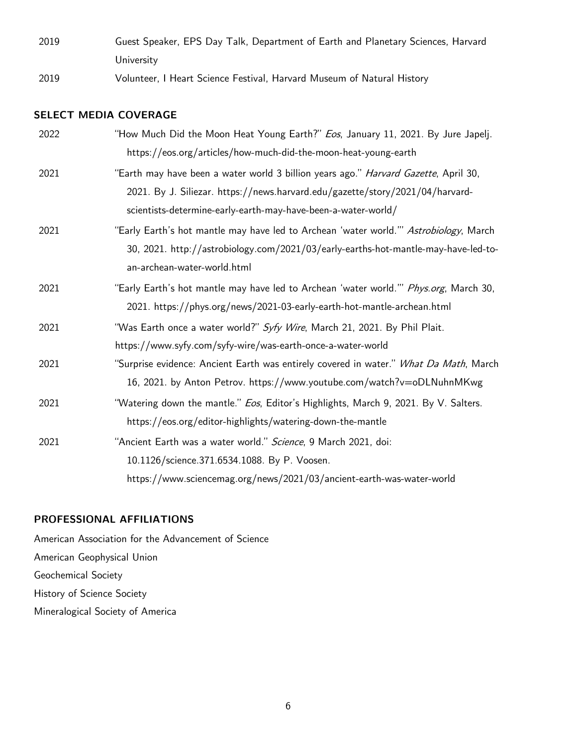2019 Guest Speaker, EPS Day Talk, Department of Earth and Planetary Sciences, Harvard University

2019 Volunteer, I Heart Science Festival, Harvard Museum of Natural History

## SELECT MEDIA COVERAGE

2022 "How Much Did the Moon Heat Young Earth?" *Eos*, January 11, 2021. By Jure Japelj. https://eos.org/articles/how-much-did-the-moon-heat-young-earth

2021 "Earth may have been a water world 3 billion years ago." *Harvard Gazette*, April 30, 2021. By J. Siliezar. https://news.harvard.edu/gazette/story/2021/04/harvard-scientists-determine-early-earth-may-have-been-a-water-world/

2021 "Early Earth's hot mantle may have led to Archean 'water world."' *Astrobiology*, March 30, 2021. http://astrobiology.com/2021/03/early-earths-hot-mantle-may-have-led-to-an-archean-water-world.html

2021 "Early Earth's hot mantle may have led to Archean 'water world."' *Phys.org*, March 30, 2021. https://phys.org/news/2021-03-early-earth-hot-mantle-archean.html

2021 "Was Earth once a water world?" *Syfy Wire*, March 21, 2021. By Phil Plait. https://www.syfy.com/syfy-wire/was-earth-once-a-water-world

2021 "Surprise evidence: Ancient Earth was entirely covered in water." *What Da Math*, March 16, 2021. by Anton Petrov. https://www.youtube.com/watch?v=oDLNuhnMKwg

2021 "Watering down the mantle." *Eos*, Editor's Highlights, March 9, 2021. By V. Salters. https://eos.org/editor-highlights/watering-down-the-mantle

2021 "Ancient Earth was a water world." *Science*, 9 March 2021, doi: 10.1126/science.371.6534.1088. By P. Voosen. https://www.sciencemag.org/news/2021/03/ancient-earth-was-water-world

## PROFESSIONAL AFFILIATIONS

American Association for the Advancement of Science

American Geophysical Union

Geochemical Society

History of Science Society

Mineralogical Society of America